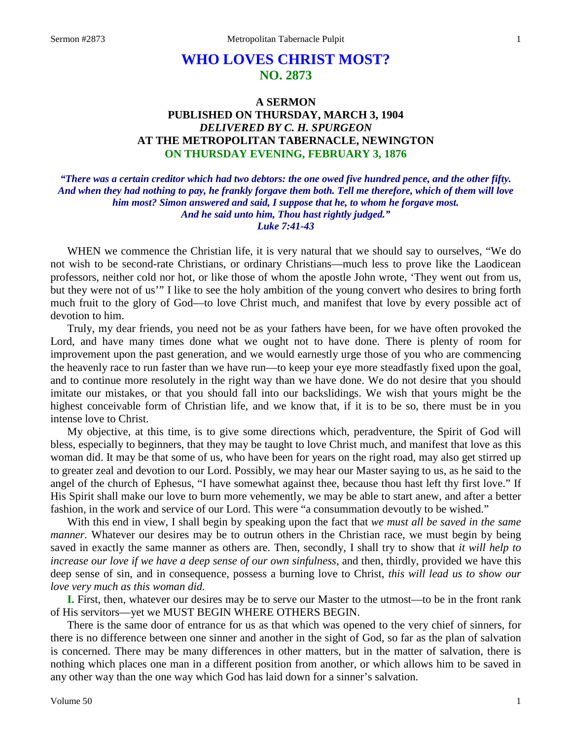# WHO LOVES CHRIST MOST?
## NO. 2873

### A SERMON
### PUBLISHED ON THURSDAY, MARCH 3, 1904
### *DELIVERED BY C. H. SPURGEON*
### AT THE METROPOLITAN TABERNACLE, NEWINGTON
### ON THURSDAY EVENING, FEBRUARY 3, 1876

***"There was a certain creditor which had two debtors: the one owed five hundred pence, and the other fifty. And when they had nothing to pay, he frankly forgave them both. Tell me therefore, which of them will love him most? Simon answered and said, I suppose that he, to whom he forgave most. And he said unto him, Thou hast rightly judged."***
***Luke 7:41-43***

WHEN we commence the Christian life, it is very natural that we should say to ourselves, "We do not wish to be second-rate Christians, or ordinary Christians—much less to prove like the Laodicean professors, neither cold nor hot, or like those of whom the apostle John wrote, 'They went out from us, but they were not of us'" I like to see the holy ambition of the young convert who desires to bring forth much fruit to the glory of God—to love Christ much, and manifest that love by every possible act of devotion to him.

Truly, my dear friends, you need not be as your fathers have been, for we have often provoked the Lord, and have many times done what we ought not to have done. There is plenty of room for improvement upon the past generation, and we would earnestly urge those of you who are commencing the heavenly race to run faster than we have run—to keep your eye more steadfastly fixed upon the goal, and to continue more resolutely in the right way than we have done. We do not desire that you should imitate our mistakes, or that you should fall into our backslidings. We wish that yours might be the highest conceivable form of Christian life, and we know that, if it is to be so, there must be in you intense love to Christ.

My objective, at this time, is to give some directions which, peradventure, the Spirit of God will bless, especially to beginners, that they may be taught to love Christ much, and manifest that love as this woman did. It may be that some of us, who have been for years on the right road, may also get stirred up to greater zeal and devotion to our Lord. Possibly, we may hear our Master saying to us, as he said to the angel of the church of Ephesus, "I have somewhat against thee, because thou hast left thy first love." If His Spirit shall make our love to burn more vehemently, we may be able to start anew, and after a better fashion, in the work and service of our Lord. This were "a consummation devoutly to be wished."

With this end in view, I shall begin by speaking upon the fact that *we must all be saved in the same manner*. Whatever our desires may be to outrun others in the Christian race, we must begin by being saved in exactly the same manner as others are. Then, secondly, I shall try to show that *it will help to increase our love if we have a deep sense of our own sinfulness,* and then, thirdly, provided we have this deep sense of sin, and in consequence, possess a burning love to Christ, *this will lead us to show our love very much as this woman did.*

**I.** First, then, whatever our desires may be to serve our Master to the utmost—to be in the front rank of His servitors—yet we MUST BEGIN WHERE OTHERS BEGIN.

There is the same door of entrance for us as that which was opened to the very chief of sinners, for there is no difference between one sinner and another in the sight of God, so far as the plan of salvation is concerned. There may be many differences in other matters, but in the matter of salvation, there is nothing which places one man in a different position from another, or which allows him to be saved in any other way than the one way which God has laid down for a sinner's salvation.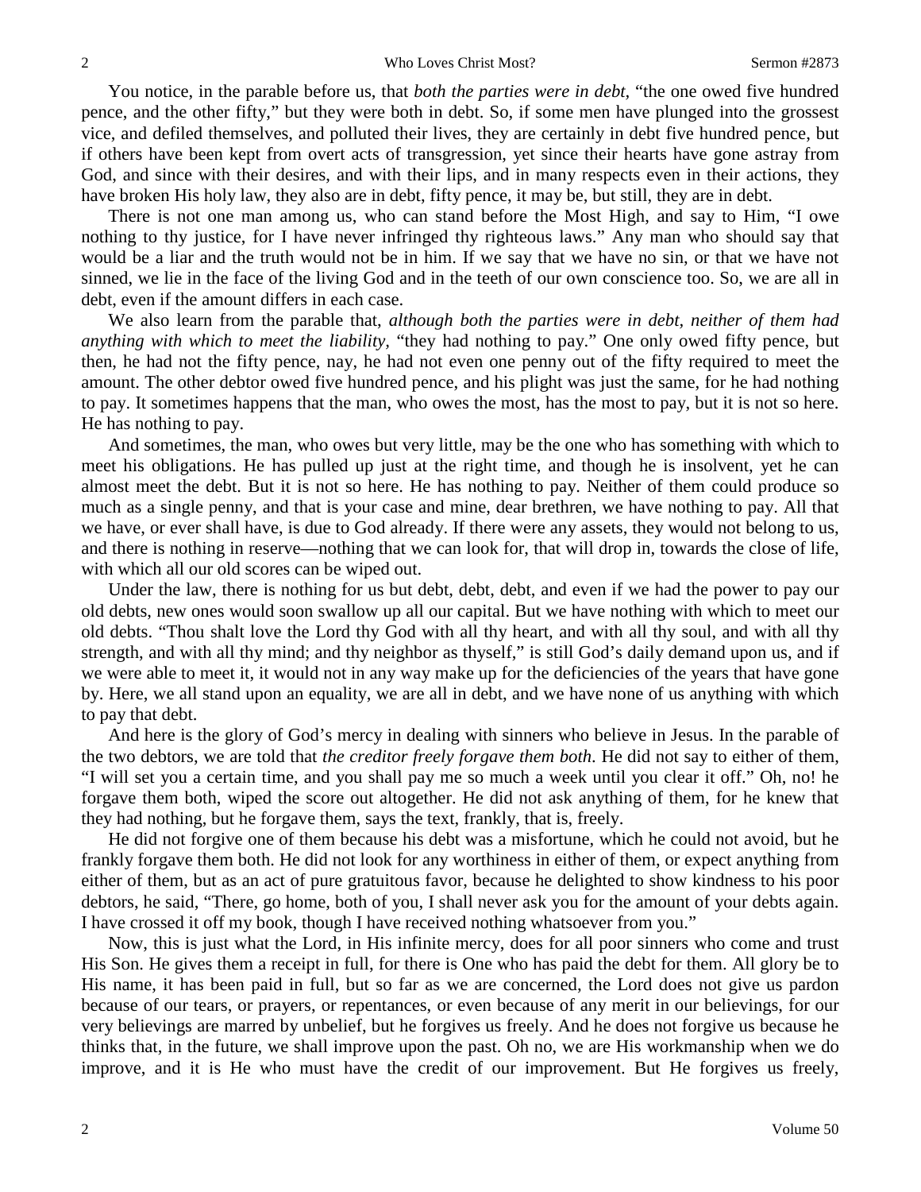You notice, in the parable before us, that *both the parties were in debt*, "the one owed five hundred pence, and the other fifty," but they were both in debt. So, if some men have plunged into the grossest vice, and defiled themselves, and polluted their lives, they are certainly in debt five hundred pence, but if others have been kept from overt acts of transgression, yet since their hearts have gone astray from God, and since with their desires, and with their lips, and in many respects even in their actions, they have broken His holy law, they also are in debt, fifty pence, it may be, but still, they are in debt.

There is not one man among us, who can stand before the Most High, and say to Him, "I owe nothing to thy justice, for I have never infringed thy righteous laws." Any man who should say that would be a liar and the truth would not be in him. If we say that we have no sin, or that we have not sinned, we lie in the face of the living God and in the teeth of our own conscience too. So, we are all in debt, even if the amount differs in each case.

We also learn from the parable that, *although both the parties were in debt, neither of them had anything with which to meet the liability*, "they had nothing to pay." One only owed fifty pence, but then, he had not the fifty pence, nay, he had not even one penny out of the fifty required to meet the amount. The other debtor owed five hundred pence, and his plight was just the same, for he had nothing to pay. It sometimes happens that the man, who owes the most, has the most to pay, but it is not so here. He has nothing to pay.

And sometimes, the man, who owes but very little, may be the one who has something with which to meet his obligations. He has pulled up just at the right time, and though he is insolvent, yet he can almost meet the debt. But it is not so here. He has nothing to pay. Neither of them could produce so much as a single penny, and that is your case and mine, dear brethren, we have nothing to pay. All that we have, or ever shall have, is due to God already. If there were any assets, they would not belong to us, and there is nothing in reserve—nothing that we can look for, that will drop in, towards the close of life, with which all our old scores can be wiped out.

Under the law, there is nothing for us but debt, debt, debt, and even if we had the power to pay our old debts, new ones would soon swallow up all our capital. But we have nothing with which to meet our old debts. "Thou shalt love the Lord thy God with all thy heart, and with all thy soul, and with all thy strength, and with all thy mind; and thy neighbor as thyself," is still God's daily demand upon us, and if we were able to meet it, it would not in any way make up for the deficiencies of the years that have gone by. Here, we all stand upon an equality, we are all in debt, and we have none of us anything with which to pay that debt.

And here is the glory of God's mercy in dealing with sinners who believe in Jesus. In the parable of the two debtors, we are told that *the creditor freely forgave them both*. He did not say to either of them, "I will set you a certain time, and you shall pay me so much a week until you clear it off." Oh, no! he forgave them both, wiped the score out altogether. He did not ask anything of them, for he knew that they had nothing, but he forgave them, says the text, frankly, that is, freely.

He did not forgive one of them because his debt was a misfortune, which he could not avoid, but he frankly forgave them both. He did not look for any worthiness in either of them, or expect anything from either of them, but as an act of pure gratuitous favor, because he delighted to show kindness to his poor debtors, he said, "There, go home, both of you, I shall never ask you for the amount of your debts again. I have crossed it off my book, though I have received nothing whatsoever from you."

Now, this is just what the Lord, in His infinite mercy, does for all poor sinners who come and trust His Son. He gives them a receipt in full, for there is One who has paid the debt for them. All glory be to His name, it has been paid in full, but so far as we are concerned, the Lord does not give us pardon because of our tears, or prayers, or repentances, or even because of any merit in our believings, for our very believings are marred by unbelief, but he forgives us freely. And he does not forgive us because he thinks that, in the future, we shall improve upon the past. Oh no, we are His workmanship when we do improve, and it is He who must have the credit of our improvement. But He forgives us freely,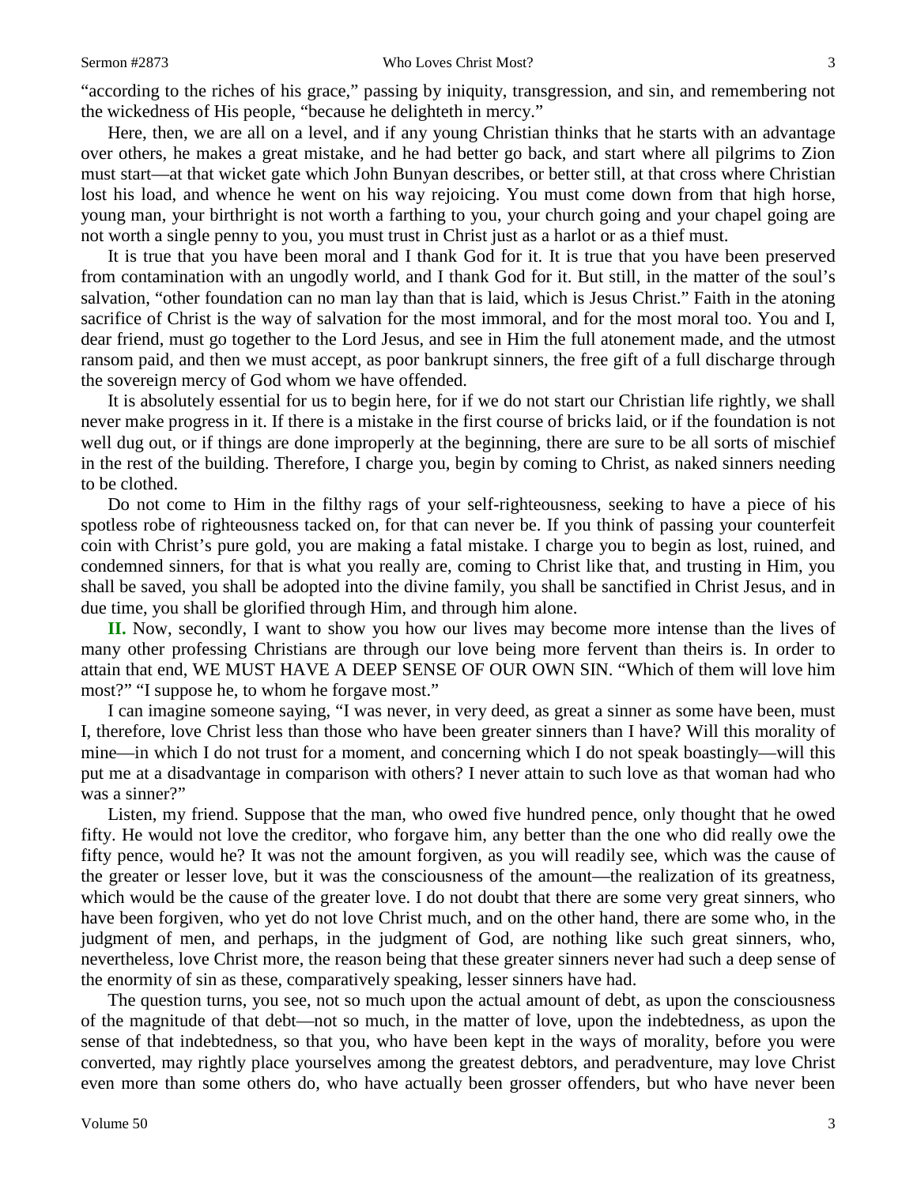"according to the riches of his grace," passing by iniquity, transgression, and sin, and remembering not the wickedness of His people, "because he delighteth in mercy."

Here, then, we are all on a level, and if any young Christian thinks that he starts with an advantage over others, he makes a great mistake, and he had better go back, and start where all pilgrims to Zion must start—at that wicket gate which John Bunyan describes, or better still, at that cross where Christian lost his load, and whence he went on his way rejoicing. You must come down from that high horse, young man, your birthright is not worth a farthing to you, your church going and your chapel going are not worth a single penny to you, you must trust in Christ just as a harlot or as a thief must.

It is true that you have been moral and I thank God for it. It is true that you have been preserved from contamination with an ungodly world, and I thank God for it. But still, in the matter of the soul's salvation, "other foundation can no man lay than that is laid, which is Jesus Christ." Faith in the atoning sacrifice of Christ is the way of salvation for the most immoral, and for the most moral too. You and I, dear friend, must go together to the Lord Jesus, and see in Him the full atonement made, and the utmost ransom paid, and then we must accept, as poor bankrupt sinners, the free gift of a full discharge through the sovereign mercy of God whom we have offended.

It is absolutely essential for us to begin here, for if we do not start our Christian life rightly, we shall never make progress in it. If there is a mistake in the first course of bricks laid, or if the foundation is not well dug out, or if things are done improperly at the beginning, there are sure to be all sorts of mischief in the rest of the building. Therefore, I charge you, begin by coming to Christ, as naked sinners needing to be clothed.

Do not come to Him in the filthy rags of your self-righteousness, seeking to have a piece of his spotless robe of righteousness tacked on, for that can never be. If you think of passing your counterfeit coin with Christ's pure gold, you are making a fatal mistake. I charge you to begin as lost, ruined, and condemned sinners, for that is what you really are, coming to Christ like that, and trusting in Him, you shall be saved, you shall be adopted into the divine family, you shall be sanctified in Christ Jesus, and in due time, you shall be glorified through Him, and through him alone.

**II.** Now, secondly, I want to show you how our lives may become more intense than the lives of many other professing Christians are through our love being more fervent than theirs is. In order to attain that end, WE MUST HAVE A DEEP SENSE OF OUR OWN SIN. "Which of them will love him most?" "I suppose he, to whom he forgave most."

I can imagine someone saying, "I was never, in very deed, as great a sinner as some have been, must I, therefore, love Christ less than those who have been greater sinners than I have? Will this morality of mine—in which I do not trust for a moment, and concerning which I do not speak boastingly—will this put me at a disadvantage in comparison with others? I never attain to such love as that woman had who was a sinner?"

Listen, my friend. Suppose that the man, who owed five hundred pence, only thought that he owed fifty. He would not love the creditor, who forgave him, any better than the one who did really owe the fifty pence, would he? It was not the amount forgiven, as you will readily see, which was the cause of the greater or lesser love, but it was the consciousness of the amount—the realization of its greatness, which would be the cause of the greater love. I do not doubt that there are some very great sinners, who have been forgiven, who yet do not love Christ much, and on the other hand, there are some who, in the judgment of men, and perhaps, in the judgment of God, are nothing like such great sinners, who, nevertheless, love Christ more, the reason being that these greater sinners never had such a deep sense of the enormity of sin as these, comparatively speaking, lesser sinners have had.

The question turns, you see, not so much upon the actual amount of debt, as upon the consciousness of the magnitude of that debt—not so much, in the matter of love, upon the indebtedness, as upon the sense of that indebtedness, so that you, who have been kept in the ways of morality, before you were converted, may rightly place yourselves among the greatest debtors, and peradventure, may love Christ even more than some others do, who have actually been grosser offenders, but who have never been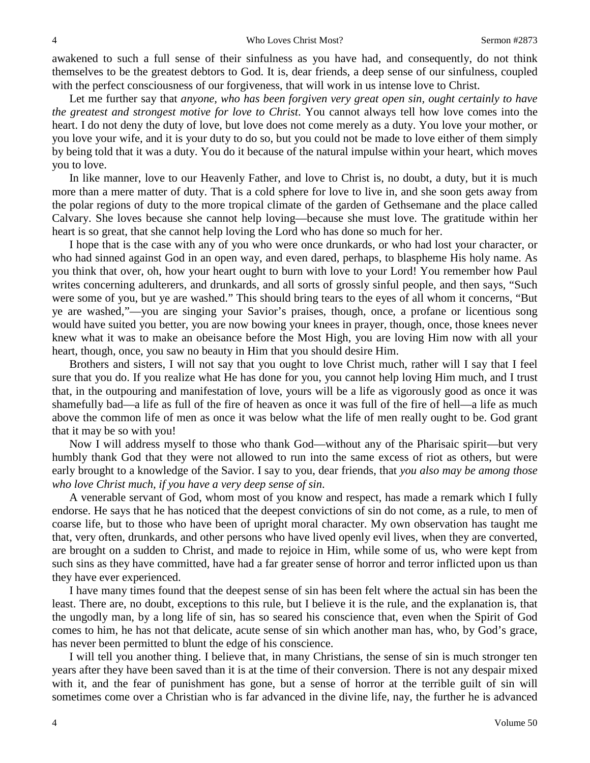awakened to such a full sense of their sinfulness as you have had, and consequently, do not think themselves to be the greatest debtors to God. It is, dear friends, a deep sense of our sinfulness, coupled with the perfect consciousness of our forgiveness, that will work in us intense love to Christ.

Let me further say that *anyone, who has been forgiven very great open sin, ought certainly to have the greatest and strongest motive for love to Christ*. You cannot always tell how love comes into the heart. I do not deny the duty of love, but love does not come merely as a duty. You love your mother, or you love your wife, and it is your duty to do so, but you could not be made to love either of them simply by being told that it was a duty. You do it because of the natural impulse within your heart, which moves you to love.

In like manner, love to our Heavenly Father, and love to Christ is, no doubt, a duty, but it is much more than a mere matter of duty. That is a cold sphere for love to live in, and she soon gets away from the polar regions of duty to the more tropical climate of the garden of Gethsemane and the place called Calvary. She loves because she cannot help loving—because she must love. The gratitude within her heart is so great, that she cannot help loving the Lord who has done so much for her.

I hope that is the case with any of you who were once drunkards, or who had lost your character, or who had sinned against God in an open way, and even dared, perhaps, to blaspheme His holy name. As you think that over, oh, how your heart ought to burn with love to your Lord! You remember how Paul writes concerning adulterers, and drunkards, and all sorts of grossly sinful people, and then says, "Such were some of you, but ye are washed." This should bring tears to the eyes of all whom it concerns, "But ye are washed,"—you are singing your Savior's praises, though, once, a profane or licentious song would have suited you better, you are now bowing your knees in prayer, though, once, those knees never knew what it was to make an obeisance before the Most High, you are loving Him now with all your heart, though, once, you saw no beauty in Him that you should desire Him.

Brothers and sisters, I will not say that you ought to love Christ much, rather will I say that I feel sure that you do. If you realize what He has done for you, you cannot help loving Him much, and I trust that, in the outpouring and manifestation of love, yours will be a life as vigorously good as once it was shamefully bad—a life as full of the fire of heaven as once it was full of the fire of hell—a life as much above the common life of men as once it was below what the life of men really ought to be. God grant that it may be so with you!

Now I will address myself to those who thank God—without any of the Pharisaic spirit—but very humbly thank God that they were not allowed to run into the same excess of riot as others, but were early brought to a knowledge of the Savior. I say to you, dear friends, that *you also may be among those who love Christ much, if you have a very deep sense of sin*.

A venerable servant of God, whom most of you know and respect, has made a remark which I fully endorse. He says that he has noticed that the deepest convictions of sin do not come, as a rule, to men of coarse life, but to those who have been of upright moral character. My own observation has taught me that, very often, drunkards, and other persons who have lived openly evil lives, when they are converted, are brought on a sudden to Christ, and made to rejoice in Him, while some of us, who were kept from such sins as they have committed, have had a far greater sense of horror and terror inflicted upon us than they have ever experienced.

I have many times found that the deepest sense of sin has been felt where the actual sin has been the least. There are, no doubt, exceptions to this rule, but I believe it is the rule, and the explanation is, that the ungodly man, by a long life of sin, has so seared his conscience that, even when the Spirit of God comes to him, he has not that delicate, acute sense of sin which another man has, who, by God's grace, has never been permitted to blunt the edge of his conscience.

I will tell you another thing. I believe that, in many Christians, the sense of sin is much stronger ten years after they have been saved than it is at the time of their conversion. There is not any despair mixed with it, and the fear of punishment has gone, but a sense of horror at the terrible guilt of sin will sometimes come over a Christian who is far advanced in the divine life, nay, the further he is advanced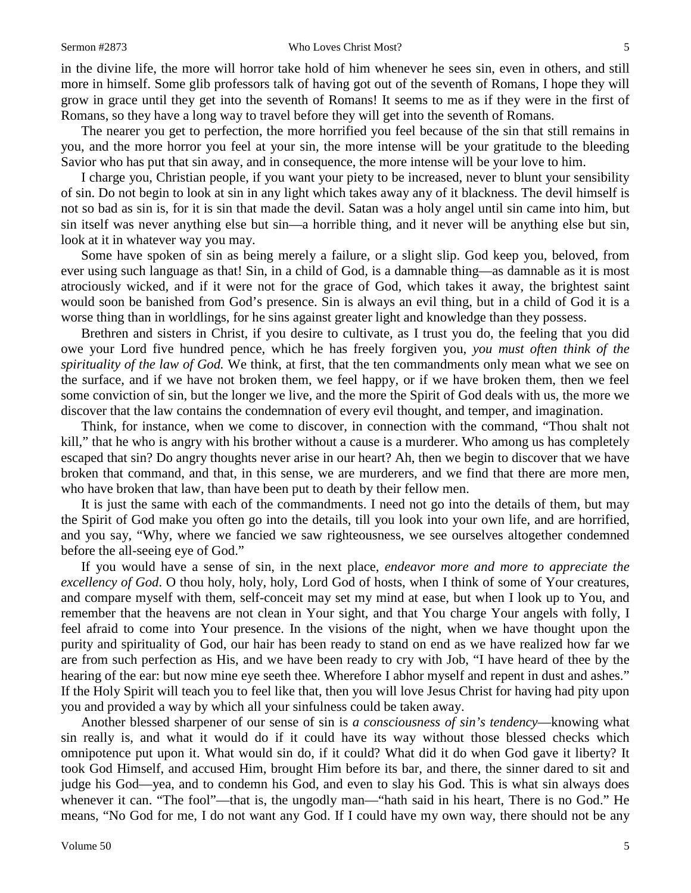in the divine life, the more will horror take hold of him whenever he sees sin, even in others, and still more in himself. Some glib professors talk of having got out of the seventh of Romans, I hope they will grow in grace until they get into the seventh of Romans! It seems to me as if they were in the first of Romans, so they have a long way to travel before they will get into the seventh of Romans.

The nearer you get to perfection, the more horrified you feel because of the sin that still remains in you, and the more horror you feel at your sin, the more intense will be your gratitude to the bleeding Savior who has put that sin away, and in consequence, the more intense will be your love to him.

I charge you, Christian people, if you want your piety to be increased, never to blunt your sensibility of sin. Do not begin to look at sin in any light which takes away any of it blackness. The devil himself is not so bad as sin is, for it is sin that made the devil. Satan was a holy angel until sin came into him, but sin itself was never anything else but sin—a horrible thing, and it never will be anything else but sin, look at it in whatever way you may.

Some have spoken of sin as being merely a failure, or a slight slip. God keep you, beloved, from ever using such language as that! Sin, in a child of God, is a damnable thing—as damnable as it is most atrociously wicked, and if it were not for the grace of God, which takes it away, the brightest saint would soon be banished from God's presence. Sin is always an evil thing, but in a child of God it is a worse thing than in worldlings, for he sins against greater light and knowledge than they possess.

Brethren and sisters in Christ, if you desire to cultivate, as I trust you do, the feeling that you did owe your Lord five hundred pence, which he has freely forgiven you, *you must often think of the spirituality of the law of God.* We think, at first, that the ten commandments only mean what we see on the surface, and if we have not broken them, we feel happy, or if we have broken them, then we feel some conviction of sin, but the longer we live, and the more the Spirit of God deals with us, the more we discover that the law contains the condemnation of every evil thought, and temper, and imagination.

Think, for instance, when we come to discover, in connection with the command, "Thou shalt not kill," that he who is angry with his brother without a cause is a murderer. Who among us has completely escaped that sin? Do angry thoughts never arise in our heart? Ah, then we begin to discover that we have broken that command, and that, in this sense, we are murderers, and we find that there are more men, who have broken that law, than have been put to death by their fellow men.

It is just the same with each of the commandments. I need not go into the details of them, but may the Spirit of God make you often go into the details, till you look into your own life, and are horrified, and you say, "Why, where we fancied we saw righteousness, we see ourselves altogether condemned before the all-seeing eye of God."

If you would have a sense of sin, in the next place, *endeavor more and more to appreciate the excellency of God*. O thou holy, holy, holy, Lord God of hosts, when I think of some of Your creatures, and compare myself with them, self-conceit may set my mind at ease, but when I look up to You, and remember that the heavens are not clean in Your sight, and that You charge Your angels with folly, I feel afraid to come into Your presence. In the visions of the night, when we have thought upon the purity and spirituality of God, our hair has been ready to stand on end as we have realized how far we are from such perfection as His, and we have been ready to cry with Job, "I have heard of thee by the hearing of the ear: but now mine eye seeth thee. Wherefore I abhor myself and repent in dust and ashes." If the Holy Spirit will teach you to feel like that, then you will love Jesus Christ for having had pity upon you and provided a way by which all your sinfulness could be taken away.

Another blessed sharpener of our sense of sin is *a consciousness of sin's tendency*—knowing what sin really is, and what it would do if it could have its way without those blessed checks which omnipotence put upon it. What would sin do, if it could? What did it do when God gave it liberty? It took God Himself, and accused Him, brought Him before its bar, and there, the sinner dared to sit and judge his God—yea, and to condemn his God, and even to slay his God. This is what sin always does whenever it can. "The fool"—that is, the ungodly man—"hath said in his heart, There is no God." He means, "No God for me, I do not want any God. If I could have my own way, there should not be any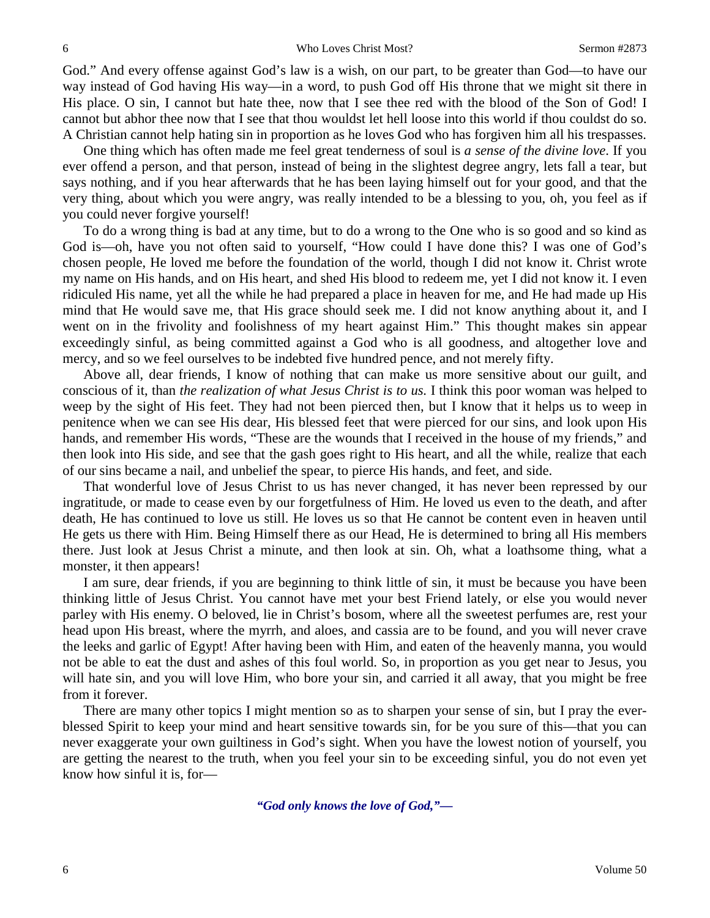God." And every offense against God's law is a wish, on our part, to be greater than God—to have our way instead of God having His way—in a word, to push God off His throne that we might sit there in His place. O sin, I cannot but hate thee, now that I see thee red with the blood of the Son of God! I cannot but abhor thee now that I see that thou wouldst let hell loose into this world if thou couldst do so. A Christian cannot help hating sin in proportion as he loves God who has forgiven him all his trespasses.

One thing which has often made me feel great tenderness of soul is *a sense of the divine love*. If you ever offend a person, and that person, instead of being in the slightest degree angry, lets fall a tear, but says nothing, and if you hear afterwards that he has been laying himself out for your good, and that the very thing, about which you were angry, was really intended to be a blessing to you, oh, you feel as if you could never forgive yourself!

To do a wrong thing is bad at any time, but to do a wrong to the One who is so good and so kind as God is—oh, have you not often said to yourself, "How could I have done this? I was one of God's chosen people, He loved me before the foundation of the world, though I did not know it. Christ wrote my name on His hands, and on His heart, and shed His blood to redeem me, yet I did not know it. I even ridiculed His name, yet all the while he had prepared a place in heaven for me, and He had made up His mind that He would save me, that His grace should seek me. I did not know anything about it, and I went on in the frivolity and foolishness of my heart against Him." This thought makes sin appear exceedingly sinful, as being committed against a God who is all goodness, and altogether love and mercy, and so we feel ourselves to be indebted five hundred pence, and not merely fifty.

Above all, dear friends, I know of nothing that can make us more sensitive about our guilt, and conscious of it, than *the realization of what Jesus Christ is to us.* I think this poor woman was helped to weep by the sight of His feet. They had not been pierced then, but I know that it helps us to weep in penitence when we can see His dear, His blessed feet that were pierced for our sins, and look upon His hands, and remember His words, "These are the wounds that I received in the house of my friends," and then look into His side, and see that the gash goes right to His heart, and all the while, realize that each of our sins became a nail, and unbelief the spear, to pierce His hands, and feet, and side.

That wonderful love of Jesus Christ to us has never changed, it has never been repressed by our ingratitude, or made to cease even by our forgetfulness of Him. He loved us even to the death, and after death, He has continued to love us still. He loves us so that He cannot be content even in heaven until He gets us there with Him. Being Himself there as our Head, He is determined to bring all His members there. Just look at Jesus Christ a minute, and then look at sin. Oh, what a loathsome thing, what a monster, it then appears!

I am sure, dear friends, if you are beginning to think little of sin, it must be because you have been thinking little of Jesus Christ. You cannot have met your best Friend lately, or else you would never parley with His enemy. O beloved, lie in Christ's bosom, where all the sweetest perfumes are, rest your head upon His breast, where the myrrh, and aloes, and cassia are to be found, and you will never crave the leeks and garlic of Egypt! After having been with Him, and eaten of the heavenly manna, you would not be able to eat the dust and ashes of this foul world. So, in proportion as you get near to Jesus, you will hate sin, and you will love Him, who bore your sin, and carried it all away, that you might be free from it forever.

There are many other topics I might mention so as to sharpen your sense of sin, but I pray the ever-blessed Spirit to keep your mind and heart sensitive towards sin, for be you sure of this—that you can never exaggerate your own guiltiness in God's sight. When you have the lowest notion of yourself, you are getting the nearest to the truth, when you feel your sin to be exceeding sinful, you do not even yet know how sinful it is, for—

*"God only knows the love of God,"—*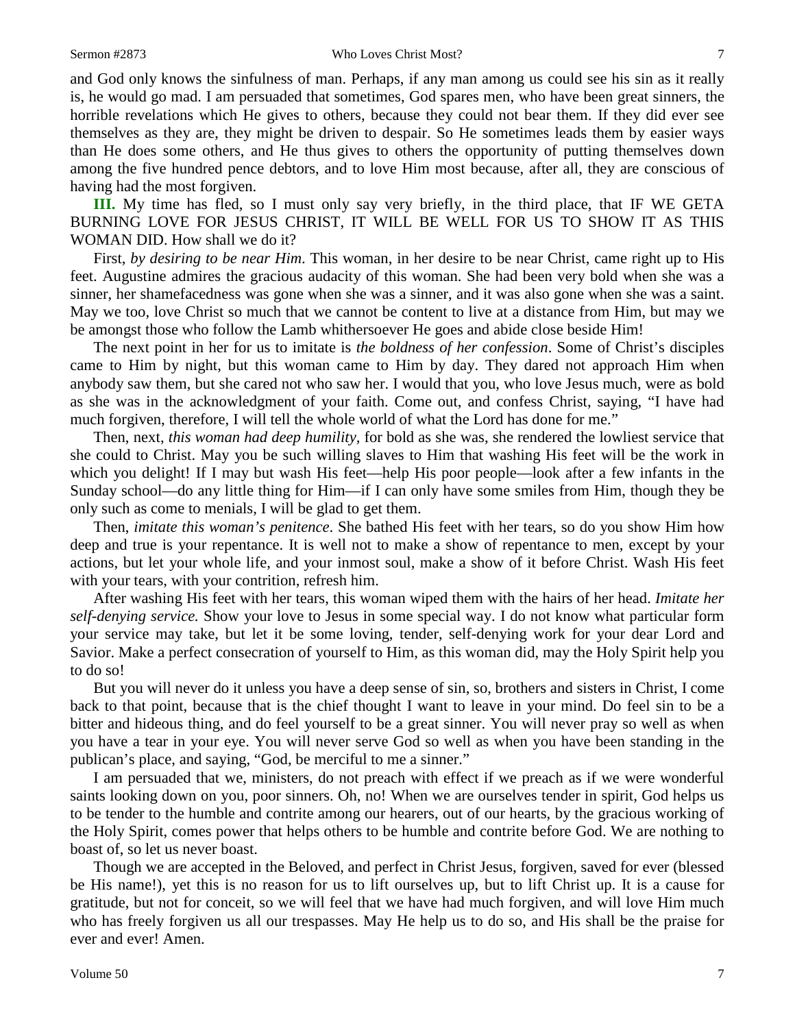and God only knows the sinfulness of man. Perhaps, if any man among us could see his sin as it really is, he would go mad. I am persuaded that sometimes, God spares men, who have been great sinners, the horrible revelations which He gives to others, because they could not bear them. If they did ever see themselves as they are, they might be driven to despair. So He sometimes leads them by easier ways than He does some others, and He thus gives to others the opportunity of putting themselves down among the five hundred pence debtors, and to love Him most because, after all, they are conscious of having had the most forgiven.

**III.** My time has fled, so I must only say very briefly, in the third place, that IF WE GETA BURNING LOVE FOR JESUS CHRIST, IT WILL BE WELL FOR US TO SHOW IT AS THIS WOMAN DID. How shall we do it?

First, *by desiring to be near Him*. This woman, in her desire to be near Christ, came right up to His feet. Augustine admires the gracious audacity of this woman. She had been very bold when she was a sinner, her shamefacedness was gone when she was a sinner, and it was also gone when she was a saint. May we too, love Christ so much that we cannot be content to live at a distance from Him, but may we be amongst those who follow the Lamb whithersoever He goes and abide close beside Him!

The next point in her for us to imitate is *the boldness of her confession*. Some of Christ's disciples came to Him by night, but this woman came to Him by day. They dared not approach Him when anybody saw them, but she cared not who saw her. I would that you, who love Jesus much, were as bold as she was in the acknowledgment of your faith. Come out, and confess Christ, saying, "I have had much forgiven, therefore, I will tell the whole world of what the Lord has done for me."

Then, next, *this woman had deep humility,* for bold as she was, she rendered the lowliest service that she could to Christ. May you be such willing slaves to Him that washing His feet will be the work in which you delight! If I may but wash His feet—help His poor people—look after a few infants in the Sunday school—do any little thing for Him—if I can only have some smiles from Him, though they be only such as come to menials, I will be glad to get them.

Then, *imitate this woman's penitence*. She bathed His feet with her tears, so do you show Him how deep and true is your repentance. It is well not to make a show of repentance to men, except by your actions, but let your whole life, and your inmost soul, make a show of it before Christ. Wash His feet with your tears, with your contrition, refresh him.

After washing His feet with her tears, this woman wiped them with the hairs of her head. *Imitate her self-denying service.* Show your love to Jesus in some special way. I do not know what particular form your service may take, but let it be some loving, tender, self-denying work for your dear Lord and Savior. Make a perfect consecration of yourself to Him, as this woman did, may the Holy Spirit help you to do so!

But you will never do it unless you have a deep sense of sin, so, brothers and sisters in Christ, I come back to that point, because that is the chief thought I want to leave in your mind. Do feel sin to be a bitter and hideous thing, and do feel yourself to be a great sinner. You will never pray so well as when you have a tear in your eye. You will never serve God so well as when you have been standing in the publican's place, and saying, "God, be merciful to me a sinner."

I am persuaded that we, ministers, do not preach with effect if we preach as if we were wonderful saints looking down on you, poor sinners. Oh, no! When we are ourselves tender in spirit, God helps us to be tender to the humble and contrite among our hearers, out of our hearts, by the gracious working of the Holy Spirit, comes power that helps others to be humble and contrite before God. We are nothing to boast of, so let us never boast.

Though we are accepted in the Beloved, and perfect in Christ Jesus, forgiven, saved for ever (blessed be His name!), yet this is no reason for us to lift ourselves up, but to lift Christ up. It is a cause for gratitude, but not for conceit, so we will feel that we have had much forgiven, and will love Him much who has freely forgiven us all our trespasses. May He help us to do so, and His shall be the praise for ever and ever! Amen.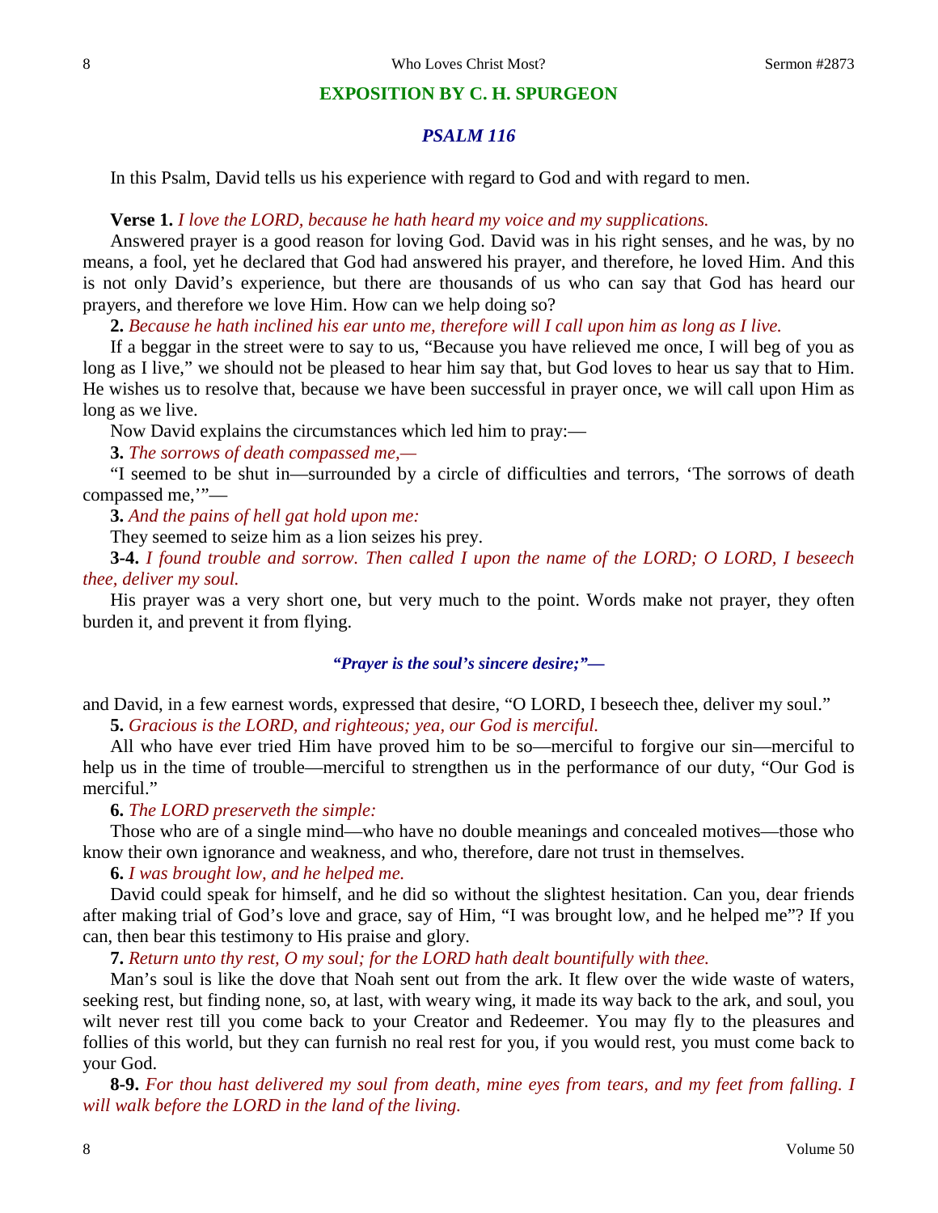## EXPOSITION BY C. H. SPURGEON

### *PSALM 116*

In this Psalm, David tells us his experience with regard to God and with regard to men.

**Verse 1.** *I love the LORD, because he hath heard my voice and my supplications.*

Answered prayer is a good reason for loving God. David was in his right senses, and he was, by no means, a fool, yet he declared that God had answered his prayer, and therefore, he loved Him. And this is not only David's experience, but there are thousands of us who can say that God has heard our prayers, and therefore we love Him. How can we help doing so?

**2.** *Because he hath inclined his ear unto me, therefore will I call upon him as long as I live.*

If a beggar in the street were to say to us, "Because you have relieved me once, I will beg of you as long as I live," we should not be pleased to hear him say that, but God loves to hear us say that to Him. He wishes us to resolve that, because we have been successful in prayer once, we will call upon Him as long as we live.

Now David explains the circumstances which led him to pray:—

**3.** *The sorrows of death compassed me,—*

"I seemed to be shut in—surrounded by a circle of difficulties and terrors, 'The sorrows of death compassed me,'"—

**3.** *And the pains of hell gat hold upon me:*

They seemed to seize him as a lion seizes his prey.

**3-4.** *I found trouble and sorrow. Then called I upon the name of the LORD; O LORD, I beseech thee, deliver my soul.*

His prayer was a very short one, but very much to the point. Words make not prayer, they often burden it, and prevent it from flying.

*"Prayer is the soul's sincere desire;"—*

and David, in a few earnest words, expressed that desire, "O LORD, I beseech thee, deliver my soul."

**5.** *Gracious is the LORD, and righteous; yea, our God is merciful.*

All who have ever tried Him have proved him to be so—merciful to forgive our sin—merciful to help us in the time of trouble—merciful to strengthen us in the performance of our duty, "Our God is merciful."

**6.** *The LORD preserveth the simple:*

Those who are of a single mind—who have no double meanings and concealed motives—those who know their own ignorance and weakness, and who, therefore, dare not trust in themselves.

**6.** *I was brought low, and he helped me.*

David could speak for himself, and he did so without the slightest hesitation. Can you, dear friends after making trial of God's love and grace, say of Him, "I was brought low, and he helped me"? If you can, then bear this testimony to His praise and glory.

**7.** *Return unto thy rest, O my soul; for the LORD hath dealt bountifully with thee.*

Man's soul is like the dove that Noah sent out from the ark. It flew over the wide waste of waters, seeking rest, but finding none, so, at last, with weary wing, it made its way back to the ark, and soul, you wilt never rest till you come back to your Creator and Redeemer. You may fly to the pleasures and follies of this world, but they can furnish no real rest for you, if you would rest, you must come back to your God.

**8-9.** *For thou hast delivered my soul from death, mine eyes from tears, and my feet from falling. I will walk before the LORD in the land of the living.*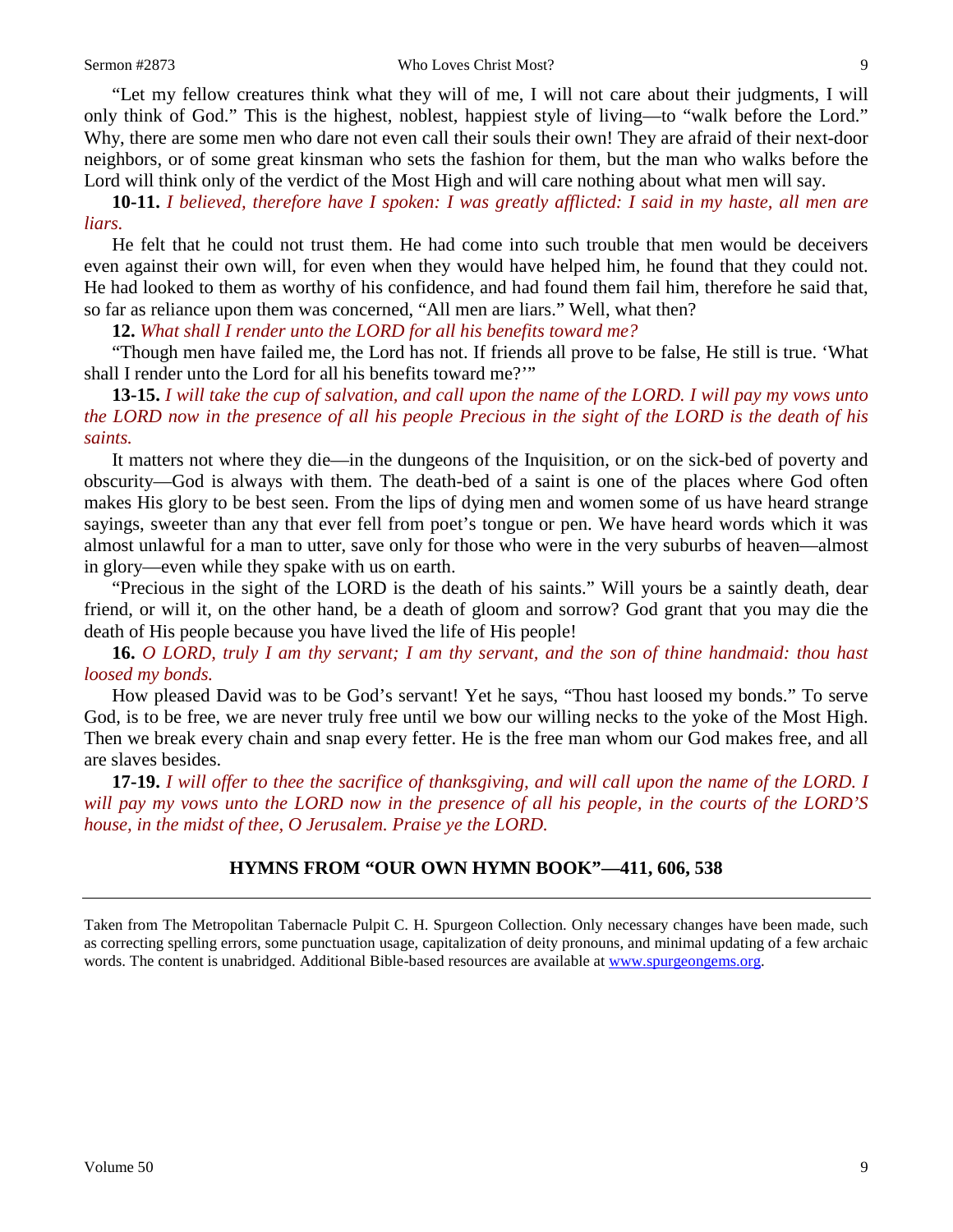"Let my fellow creatures think what they will of me, I will not care about their judgments, I will only think of God." This is the highest, noblest, happiest style of living—to "walk before the Lord." Why, there are some men who dare not even call their souls their own! They are afraid of their next-door neighbors, or of some great kinsman who sets the fashion for them, but the man who walks before the Lord will think only of the verdict of the Most High and will care nothing about what men will say.

**10-11.** *I believed, therefore have I spoken: I was greatly afflicted: I said in my haste, all men are liars.*

He felt that he could not trust them. He had come into such trouble that men would be deceivers even against their own will, for even when they would have helped him, he found that they could not. He had looked to them as worthy of his confidence, and had found them fail him, therefore he said that, so far as reliance upon them was concerned, "All men are liars." Well, what then?

**12.** *What shall I render unto the LORD for all his benefits toward me?*

"Though men have failed me, the Lord has not. If friends all prove to be false, He still is true. 'What shall I render unto the Lord for all his benefits toward me?'"

**13-15.** *I will take the cup of salvation, and call upon the name of the LORD. I will pay my vows unto the LORD now in the presence of all his people Precious in the sight of the LORD is the death of his saints.*

It matters not where they die—in the dungeons of the Inquisition, or on the sick-bed of poverty and obscurity—God is always with them. The death-bed of a saint is one of the places where God often makes His glory to be best seen. From the lips of dying men and women some of us have heard strange sayings, sweeter than any that ever fell from poet's tongue or pen. We have heard words which it was almost unlawful for a man to utter, save only for those who were in the very suburbs of heaven—almost in glory—even while they spake with us on earth.

"Precious in the sight of the LORD is the death of his saints." Will yours be a saintly death, dear friend, or will it, on the other hand, be a death of gloom and sorrow? God grant that you may die the death of His people because you have lived the life of His people!

**16.** *O LORD, truly I am thy servant; I am thy servant, and the son of thine handmaid: thou hast loosed my bonds.*

How pleased David was to be God's servant! Yet he says, "Thou hast loosed my bonds." To serve God, is to be free, we are never truly free until we bow our willing necks to the yoke of the Most High. Then we break every chain and snap every fetter. He is the free man whom our God makes free, and all are slaves besides.

**17-19.** *I will offer to thee the sacrifice of thanksgiving, and will call upon the name of the LORD. I will pay my vows unto the LORD now in the presence of all his people, in the courts of the LORD'S house, in the midst of thee, O Jerusalem. Praise ye the LORD.*

**HYMNS FROM "OUR OWN HYMN BOOK"—411, 606, 538**

---

Taken from The Metropolitan Tabernacle Pulpit C. H. Spurgeon Collection. Only necessary changes have been made, such as correcting spelling errors, some punctuation usage, capitalization of deity pronouns, and minimal updating of a few archaic words. The content is unabridged. Additional Bible-based resources are available at www.spurgeongems.org.